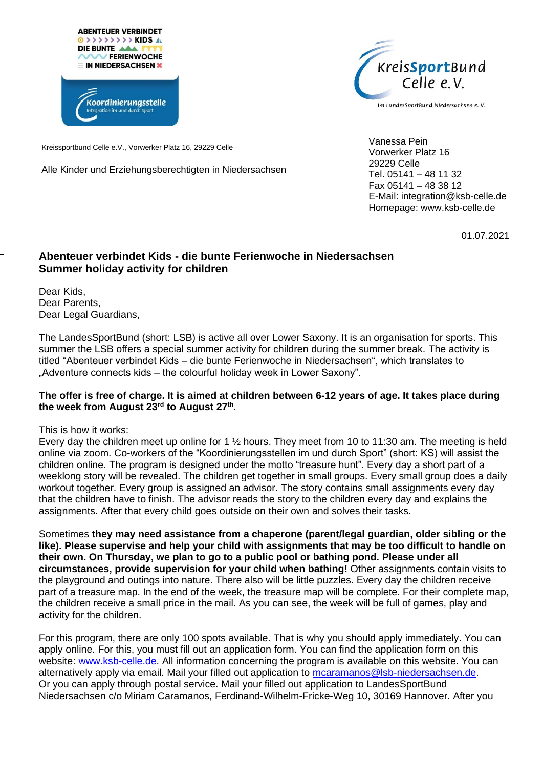ABENTEUER VERBINDET KIDS DIE BUNTE FERIENWOCHE IN NIEDERSACHSEN

Koordinierungsstelle
Integration im und durch Sport

KreisSportBund Celle e.V.
im LandesSportBund Niedersachsen e. V.

Kreissportbund Celle e.V., Vorwerker Platz 16, 29229 Celle

Alle Kinder und Erziehungsberechtigten in Niedersachsen

Vanessa Pein
Vorwerker Platz 16
29229 Celle
Tel. 05141 – 48 11 32
Fax 05141 – 48 38 12
E-Mail: integration@ksb-celle.de
Homepage: www.ksb-celle.de

01.07.2021

**Abenteuer verbindet Kids - die bunte Ferienwoche in Niedersachsen**
**Summer holiday activity for children**

Dear Kids,
Dear Parents,
Dear Legal Guardians,

The LandesSportBund (short: LSB) is active all over Lower Saxony. It is an organisation for sports. This summer the LSB offers a special summer activity for children during the summer break. The activity is titled "Abenteuer verbindet Kids – die bunte Ferienwoche in Niedersachsen", which translates to „Adventure connects kids – the colourful holiday week in Lower Saxony".

**The offer is free of charge. It is aimed at children between 6-12 years of age. It takes place during the week from August 23rd to August 27th**.

This is how it works:
Every day the children meet up online for 1 ½ hours. They meet from 10 to 11:30 am. The meeting is held online via zoom. Co-workers of the "Koordinierungsstellen im und durch Sport" (short: KS) will assist the children online. The program is designed under the motto "treasure hunt". Every day a short part of a weeklong story will be revealed. The children get together in small groups. Every small group does a daily workout together. Every group is assigned an advisor. The story contains small assignments every day that the children have to finish. The advisor reads the story to the children every day and explains the assignments. After that every child goes outside on their own and solves their tasks.

Sometimes **they may need assistance from a chaperone (parent/legal guardian, older sibling or the like). Please supervise and help your child with assignments that may be too difficult to handle on their own. On Thursday, we plan to go to a public pool or bathing pond. Please under all circumstances, provide supervision for your child when bathing!** Other assignments contain visits to the playground and outings into nature. There also will be little puzzles. Every day the children receive part of a treasure map. In the end of the week, the treasure map will be complete. For their complete map, the children receive a small price in the mail. As you can see, the week will be full of games, play and activity for the children.

For this program, there are only 100 spots available. That is why you should apply immediately. You can apply online. For this, you must fill out an application form. You can find the application form on this website: www.ksb-celle.de. All information concerning the program is available on this website. You can alternatively apply via email. Mail your filled out application to mcaramanos@lsb-niedersachsen.de. Or you can apply through postal service. Mail your filled out application to LandesSportBund Niedersachsen c/o Miriam Caramanos, Ferdinand-Wilhelm-Fricke-Weg 10, 30169 Hannover. After you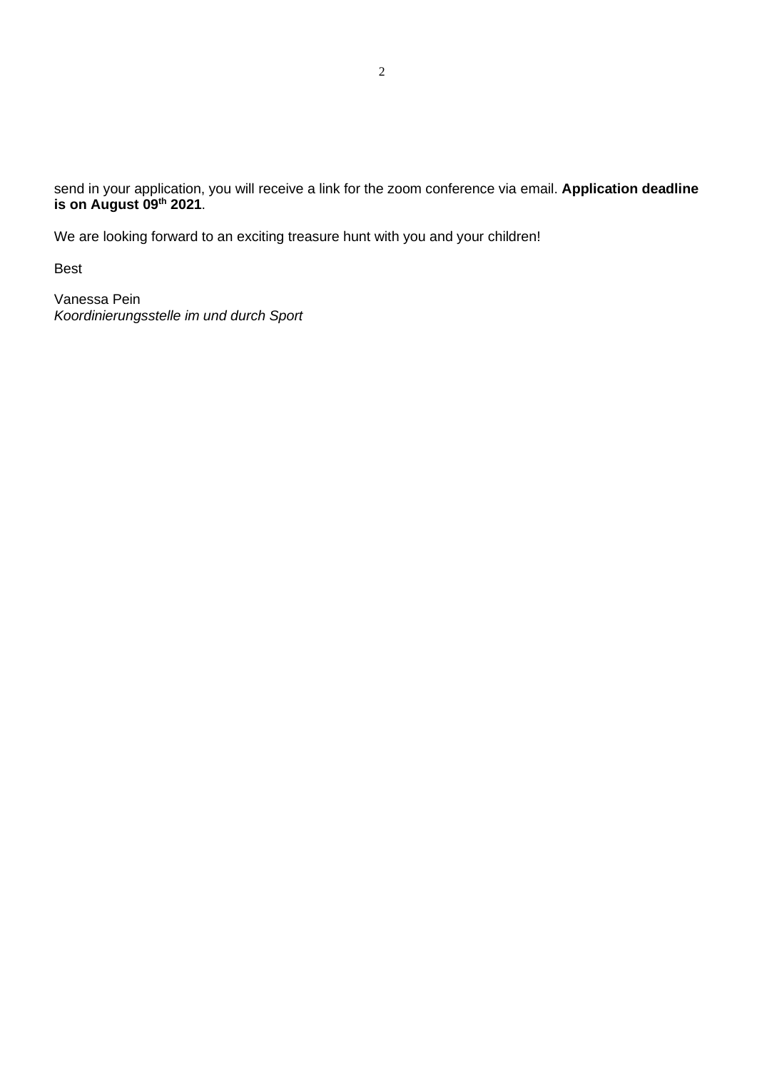send in your application, you will receive a link for the zoom conference via email. **Application deadline is on August 09th 2021**.

We are looking forward to an exciting treasure hunt with you and your children!

Best

Vanessa Pein
*Koordinierungsstelle im und durch Sport*